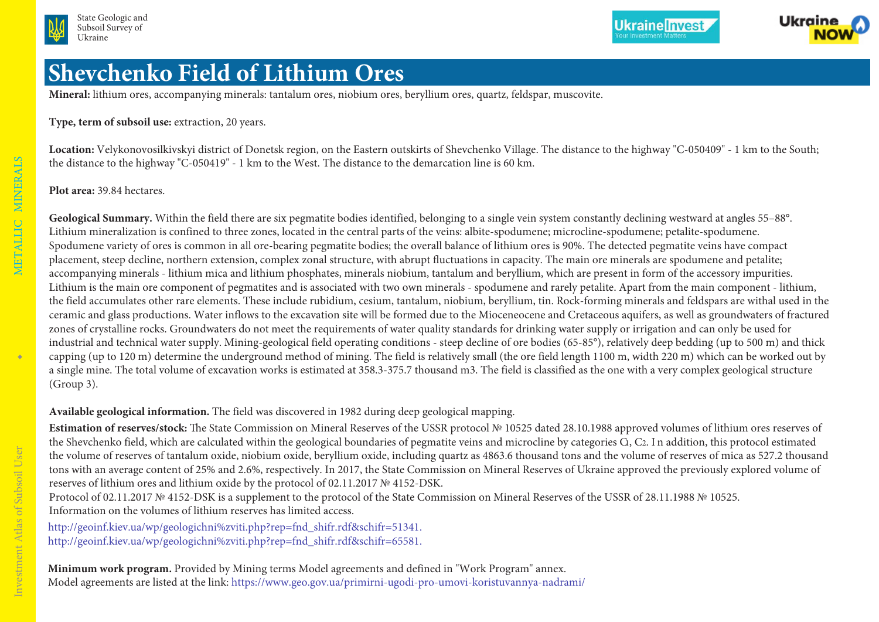# Shevchenko Field of Lithium Ores

**Mineral:** lithium ores, accompanying minerals: tantalum ores, niobium ores, beryllium ores, quartz, feldspar, muscovite.

**Type, term of subsoil use:** extraction, 20 years.

**Location:** Velykonovosilkivskyi district of Donetsk region, on the Eastern outskirts of Shevchenko Village. The distance to the highway "C-050409" - 1 km to the South; the distance to the highway "C-050419" - 1 km to the West. The distance to the demarcation line is 60 km.

**Plot area:** 39.84 hectares.

**Geological Summary.** Within the field there are six pegmatite bodies identified, belonging to a single vein system constantly declining westward at angles 55–88°. Lithium mineralization is confined to three zones, located in the central parts of the veins: albite-spodumene; microcline-spodumene; petalite-spodumene. Spodumene variety of ores is common in all ore-bearing pegmatite bodies; the overall balance of lithium ores is 90%. The detected pegmatite veins have compact placement, steep decline, northern extension, complex zonal structure, with abrupt fluctuations in capacity. The main ore minerals are spodumene and petalite; accompanying minerals - lithium mica and lithium phosphates, minerals niobium, tantalum and beryllium, which are present in form of the accessory impurities. Lithium is the main ore component of pegmatites and is associated with two own minerals - spodumene and rarely petalite. Apart from the main component - lithium, the field accumulates other rare elements. These include rubidium, cesium, tantalum, niobium, beryllium, tin. Rock-forming minerals and feldspars are withal used in the ceramic and glass productions. Water inflows to the excavation site will be formed due to the Mioceneocene and Cretaceous aquifers, as well as groundwaters of fractured zones of crystalline rocks. Groundwaters do not meet the requirements of water quality standards for drinking water supply or irrigation and can only be used for industrial and technical water supply. Mining-geological field operating conditions - steep decline of ore bodies (65-85°), relatively deep bedding (up to 500 m) and thick capping (up to 120 m) determine the underground method of mining. The field is relatively small (the ore field length 1100 m, width 220 m) which can be worked out by a single mine. The total volume of excavation works is estimated at 358.3-375.7 thousand m3. The field is classified as the one with a very complex geological structure (Group 3).

**Available geological information.** The field was discovered in 1982 during deep geological mapping.

**Estimation of reserves/stock:** The State Commission on Mineral Reserves of the USSR protocol № 10525 dated 28.10.1988 approved volumes of lithium ores reserves of the Shevchenko field, which are calculated within the geological boundaries of pegmatite veins and microcline by categories $C_1$, $C_2$. In addition, this protocol estimated the volume of reserves of tantalum oxide, niobium oxide, beryllium oxide, including quartz as 4863.6 thousand tons and the volume of reserves of mica as 527.2 thousand tons with an average content of 25% and 2.6%, respectively. In 2017, the State Commission on Mineral Reserves of Ukraine approved the previously explored volume of reserves of lithium ores and lithium oxide by the protocol of 02.11.2017 № 4152-DSK.
Protocol of 02.11.2017 № 4152-DSK is a supplement to the protocol of the State Commission on Mineral Reserves of the USSR of 28.11.1988 № 10525.
Information on the volumes of lithium reserves has limited access.

http://geoinf.kiev.ua/wp/geologichni%zviti.php?rep=fnd_shifr.rdf&schifr=51341.
http://geoinf.kiev.ua/wp/geologichni%zviti.php?rep=fnd_shifr.rdf&schifr=65581.

**Minimum work program.** Provided by Mining terms Model agreements and defined in "Work Program" annex.
Model agreements are listed at the link: https://www.geo.gov.ua/primirni-ugodi-pro-umovi-koristuvannya-nadrami/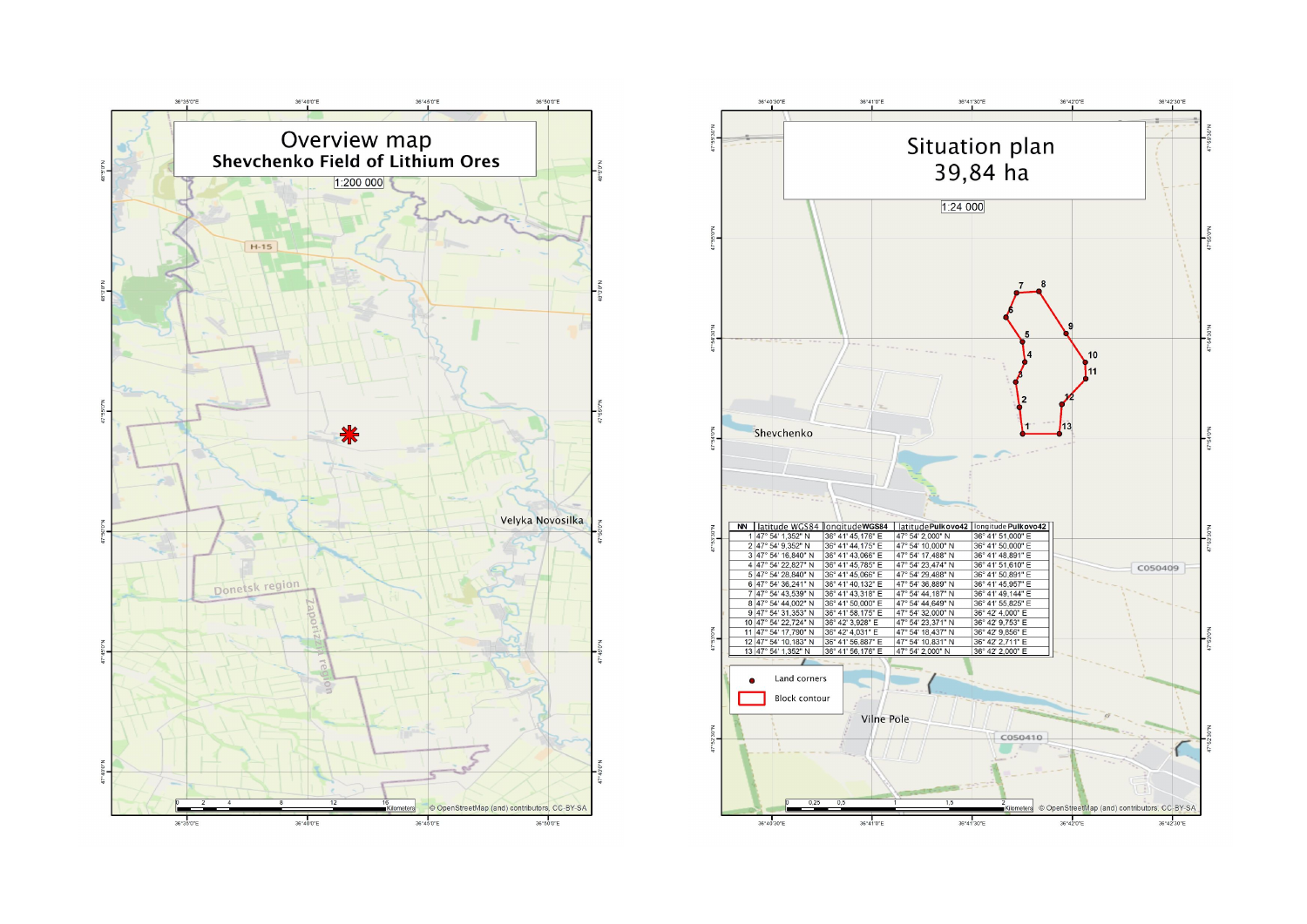# Overview map

**Shevchenko Field of Lithium Ores**

1:200 000

Velyka Novosilka

Donetsk region

Zaporizhzhia region

H-15

© OpenStreetMap (and) contributors, CC-BY-SA

# Situation plan

## 39,84 ha

1:24 000

Shevchenko

Vilne Pole

C050409

C050410

| NN | latitude WGS84 | longitude WGS84 | latitude Pulkovo42 | longitude Pulkovo42 |
|---|---|---|---|---|
| 1 | 47° 54' 1,352" N | 36° 41' 45,176" E | 47° 54' 2,000" N | 36° 41' 51,000" E |
| 2 | 47° 54' 9,352" N | 36° 41' 44,175" E | 47° 54' 10,000" N | 36° 41' 50,000" E |
| 3 | 47° 54' 16,840" N | 36° 41' 43,066" E | 47° 54' 17,488" N | 36° 41' 48,891" E |
| 4 | 47° 54' 22,827" N | 36° 41' 45,785" E | 47° 54' 23,474" N | 36° 41' 51,610" E |
| 5 | 47° 54' 28,840" N | 36° 41' 45,066" E | 47° 54' 29,488" N | 36° 41' 50,891" E |
| 6 | 47° 54' 36,241" N | 36° 41' 40,132" E | 47° 54' 36,889" N | 36° 41' 45,957" E |
| 7 | 47° 54' 43,539" N | 36° 41' 43,318" E | 47° 54' 44,187" N | 36° 41' 49,144" E |
| 8 | 47° 54' 44,002" N | 36° 41' 50,000" E | 47° 54' 44,649" N | 36° 41' 55,825" E |
| 9 | 47° 54' 31,353" N | 36° 41' 58,175" E | 47° 54' 32,000" N | 36° 42' 4,000" E |
| 10 | 47° 54' 22,724" N | 36° 42' 3,928" E | 47° 54' 23,371" N | 36° 42' 9,753" E |
| 11 | 47° 54' 17,790" N | 36° 42' 4,031" E | 47° 54' 18,437" N | 36° 42' 9,856" E |
| 12 | 47° 54' 10,183" N | 36° 41' 56,887" E | 47° 54' 10,831" N | 36° 42' 2,711" E |
| 13 | 47° 54' 1,352" N | 36° 41' 56,176" E | 47° 54' 2,000" N | 36° 42' 2,000" E |

Land corners

Block contour

© OpenStreetMap (and) contributors, CC-BY-SA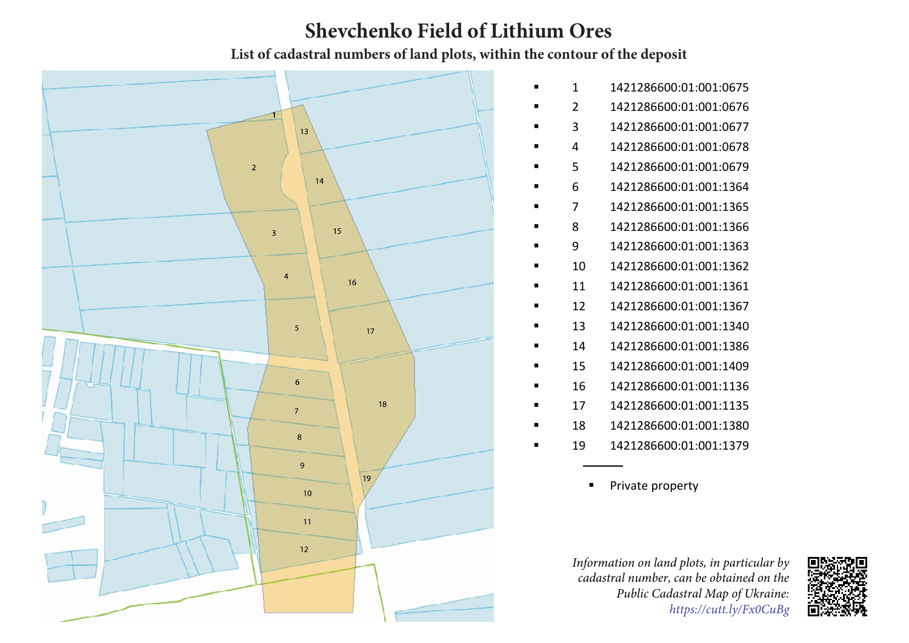# Shevchenko Field of Lithium Ores

**List of cadastral numbers of land plots, within the contour of the deposit**

| | |
|---|---|
| 1 | 1421286600:01:001:0675 |
| 2 | 1421286600:01:001:0676 |
| 3 | 1421286600:01:001:0677 |
| 4 | 1421286600:01:001:0678 |
| 5 | 1421286600:01:001:0679 |
| 6 | 1421286600:01:001:1364 |
| 7 | 1421286600:01:001:1365 |
| 8 | 1421286600:01:001:1366 |
| 9 | 1421286600:01:001:1363 |
| 10 | 1421286600:01:001:1362 |
| 11 | 1421286600:01:001:1361 |
| 12 | 1421286600:01:001:1367 |
| 13 | 1421286600:01:001:1340 |
| 14 | 1421286600:01:001:1386 |
| 15 | 1421286600:01:001:1409 |
| 16 | 1421286600:01:001:1136 |
| 17 | 1421286600:01:001:1135 |
| 18 | 1421286600:01:001:1380 |
| 19 | 1421286600:01:001:1379 |

- Private property

*Information on land plots, in particular by cadastral number, can be obtained on the Public Cadastral Map of Ukraine: https://cutt.ly/Fx0CuBg*